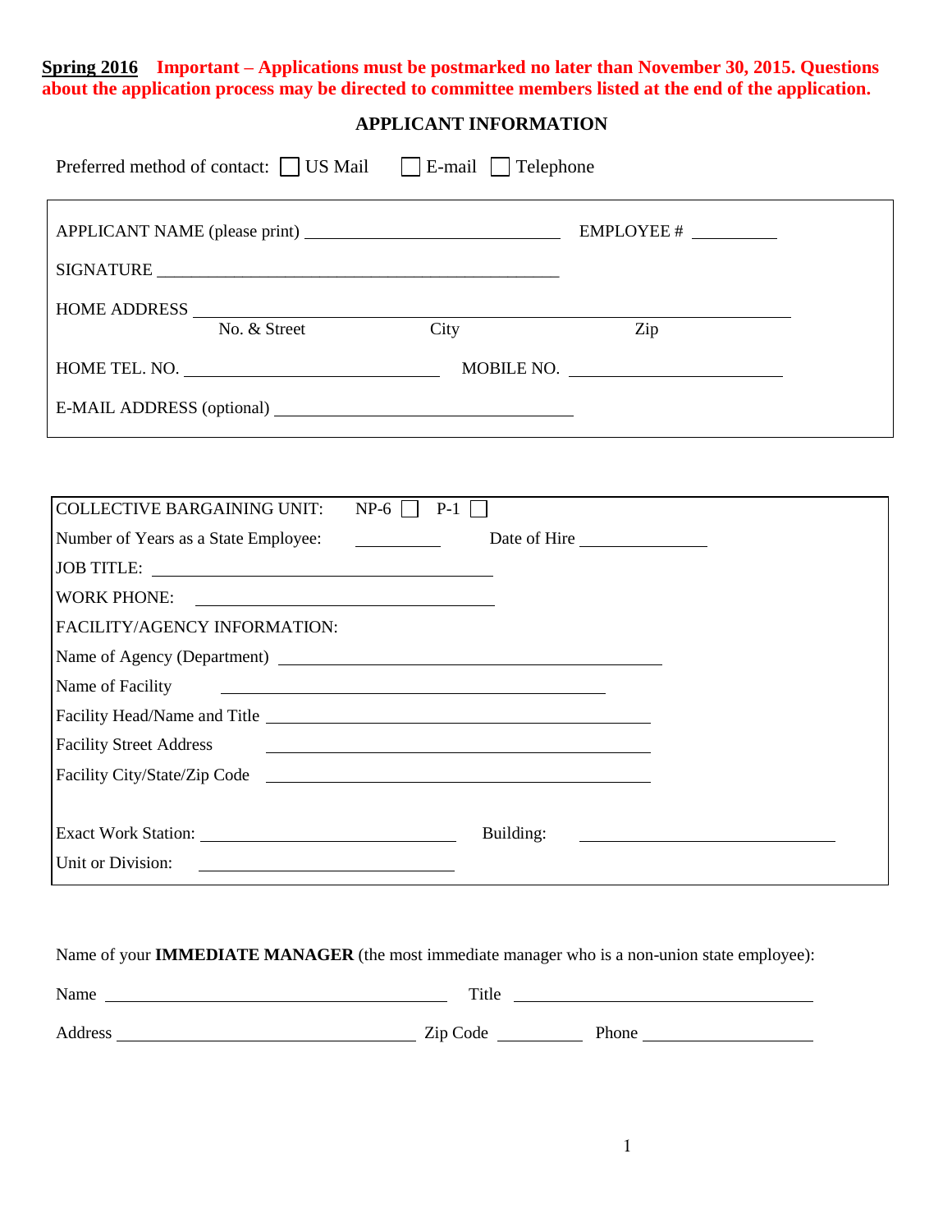**Spring 2016** **Important – Applications must be postmarked no later than November 30, 2015. Questions about the application process may be directed to committee members listed at the end of the application.**

## APPLICANT INFORMATION

Preferred method of contact: ☐ US Mail ☐ E-mail ☐ Telephone

APPLICANT NAME (please print) ______________________ EMPLOYEE # __________

SIGNATURE ______________________________________

HOME ADDRESS ______________________________________________
No. & Street City Zip

HOME TEL. NO. ______________________ MOBILE NO. ______________________

E-MAIL ADDRESS (optional) ____________________________

COLLECTIVE BARGAINING UNIT: NP-6 ☐ P-1 ☐

Number of Years as a State Employee: __________ Date of Hire ______________

JOB TITLE: ______________________________

WORK PHONE: ______________________________

FACILITY/AGENCY INFORMATION:

Name of Agency (Department) ____________________________________

Name of Facility ____________________________________

Facility Head/Name and Title ____________________________________

Facility Street Address ____________________________________

Facility City/State/Zip Code ____________________________________

Exact Work Station: ______________________ Building: ______________________

Unit or Division: ______________________

Name of your **IMMEDIATE MANAGER** (the most immediate manager who is a non-union state employee):

Name ______________________________ Title ______________________________

Address ____________________________ Zip Code __________ Phone ________________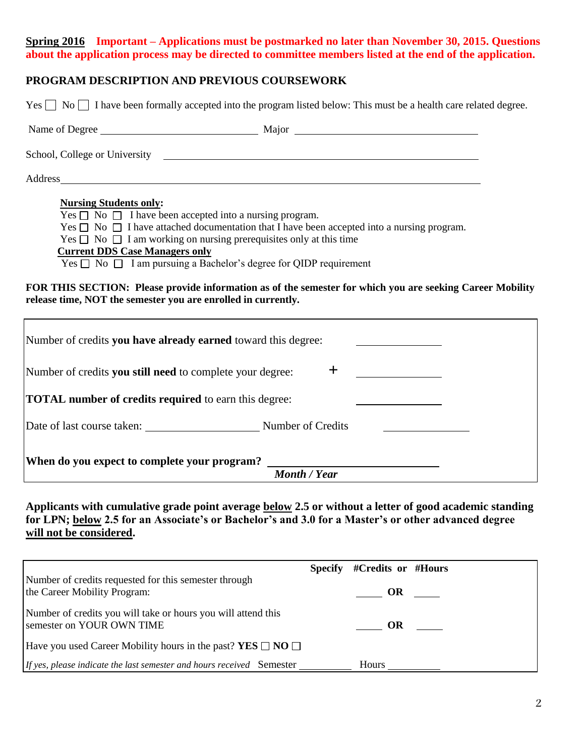**Spring 2016** **Important – Applications must be postmarked no later than November 30, 2015. Questions about the application process may be directed to committee members listed at the end of the application.**

## PROGRAM DESCRIPTION AND PREVIOUS COURSEWORK

Yes ☐ No ☐ I have been formally accepted into the program listed below: This must be a health care related degree.

Name of Degree ______________________________ Major ____________________________________

School, College or University ____________________________________________________________

Address _____________________________________________________________________________

**Nursing Students only:**

Yes ☐ No ☐ I have been accepted into a nursing program.
Yes ☐ No ☐ I have attached documentation that I have been accepted into a nursing program.
Yes ☐ No ☐ I am working on nursing prerequisites only at this time

**Current DDS Case Managers only**

Yes ☐ No ☐ I am pursuing a Bachelor's degree for QIDP requirement

**FOR THIS SECTION: Please provide information as of the semester for which you are seeking Career Mobility release time, NOT the semester you are enrolled in currently.**

Number of credits **you have already earned** toward this degree: ____________

Number of credits **you still need** to complete your degree: + ____________

**TOTAL number of credits required** to earn this degree: ____________

Date of last course taken: ____________________ Number of Credits ____________

**When do you expect to complete your program?** ____________________________
***Month / Year***

**Applicants with cumulative grade point average below 2.5 or without a letter of good academic standing for LPN; below 2.5 for an Associate's or Bachelor's and 3.0 for a Master's or other advanced degree will not be considered.**

| | Specify #Credits or #Hours |
|---|---|
| Number of credits requested for this semester through the Career Mobility Program: | _____ **OR** _____ |
| Number of credits you will take or hours you will attend this semester on YOUR OWN TIME | _____ **OR** _____ |
| Have you used Career Mobility hours in the past? **YES** ☐ **NO** ☐ | |
| *If yes, please indicate the last semester and hours received* Semester __________ | Hours __________ |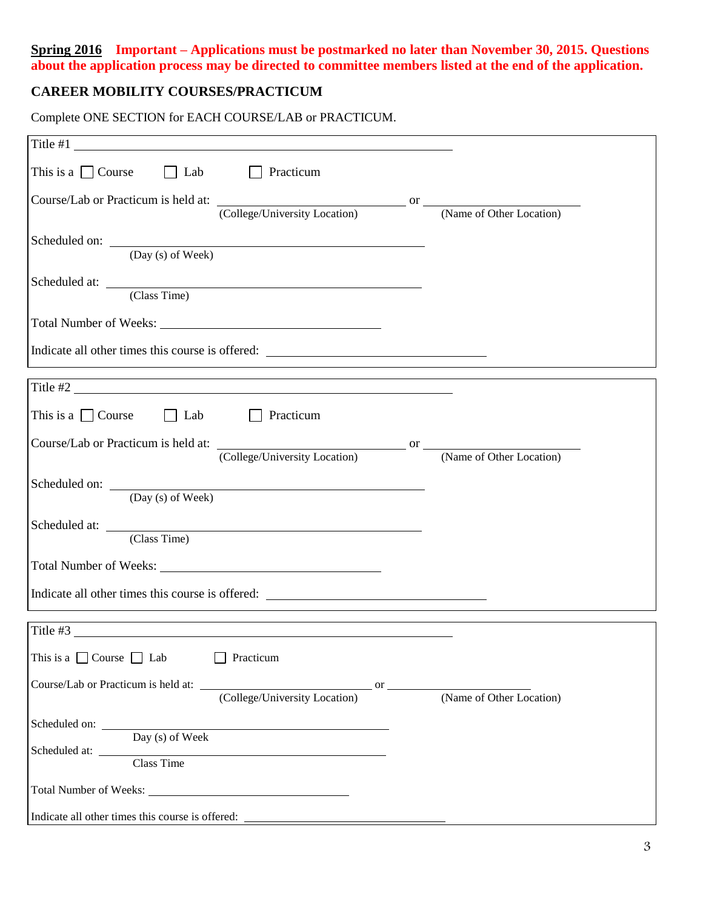**Spring 2016** **Important – Applications must be postmarked no later than November 30, 2015. Questions about the application process may be directed to committee members listed at the end of the application.**

## CAREER MOBILITY COURSES/PRACTICUM

Complete ONE SECTION for EACH COURSE/LAB or PRACTICUM.

Title #1 ______________________________________________

This is a ☐ Course ☐ Lab ☐ Practicum

Course/Lab or Practicum is held at: ________________________ or ________________________
(College/University Location) (Name of Other Location)

Scheduled on: ________________________________________
(Day (s) of Week)

Scheduled at: ________________________________________
(Class Time)

Total Number of Weeks: ____________________________

Indicate all other times this course is offered: ____________________________

---

Title #2 ______________________________________________

This is a ☐ Course ☐ Lab ☐ Practicum

Course/Lab or Practicum is held at: ________________________ or ________________________
(College/University Location) (Name of Other Location)

Scheduled on: ________________________________________
(Day (s) of Week)

Scheduled at: ________________________________________
(Class Time)

Total Number of Weeks: ____________________________

Indicate all other times this course is offered: ____________________________

---

Title #3 ______________________________________________

This is a ☐ Course ☐ Lab ☐ Practicum

Course/Lab or Practicum is held at: ________________________ or ________________________
(College/University Location) (Name of Other Location)

Scheduled on: ________________________________________
Day (s) of Week

Scheduled at: ________________________________________
Class Time

Total Number of Weeks: ____________________________

Indicate all other times this course is offered: ____________________________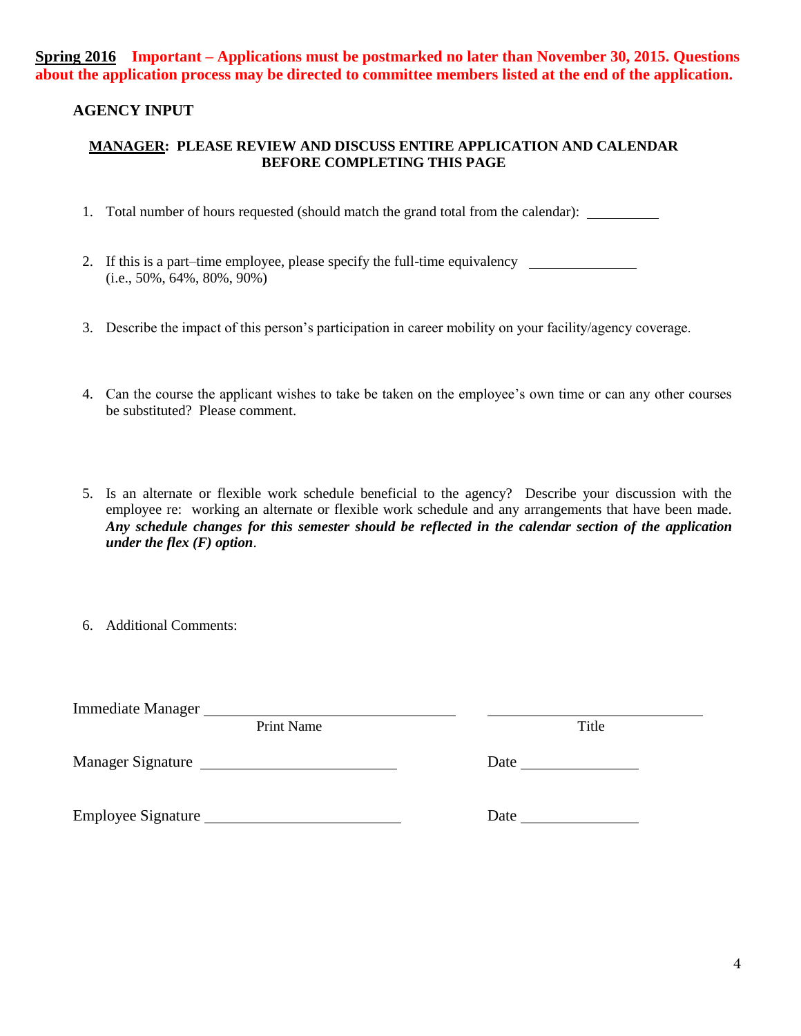**Spring 2016** **Important – Applications must be postmarked no later than November 30, 2015. Questions about the application process may be directed to committee members listed at the end of the application.**

## AGENCY INPUT

**MANAGER: PLEASE REVIEW AND DISCUSS ENTIRE APPLICATION AND CALENDAR BEFORE COMPLETING THIS PAGE**

1. Total number of hours requested (should match the grand total from the calendar: __________

2. If this is a part–time employee, please specify the full-time equivalency _______________ (i.e., 50%, 64%, 80%, 90%)

3. Describe the impact of this person's participation in career mobility on your facility/agency coverage.

4. Can the course the applicant wishes to take be taken on the employee's own time or can any other courses be substituted? Please comment.

5. Is an alternate or flexible work schedule beneficial to the agency? Describe your discussion with the employee re: working an alternate or flexible work schedule and any arrangements that have been made. ***Any schedule changes for this semester should be reflected in the calendar section of the application under the flex (F) option***.

6. Additional Comments:

Immediate Manager ________________________________ ______________________________
Print Name Title

Manager Signature __________________________ Date _______________

Employee Signature __________________________ Date _______________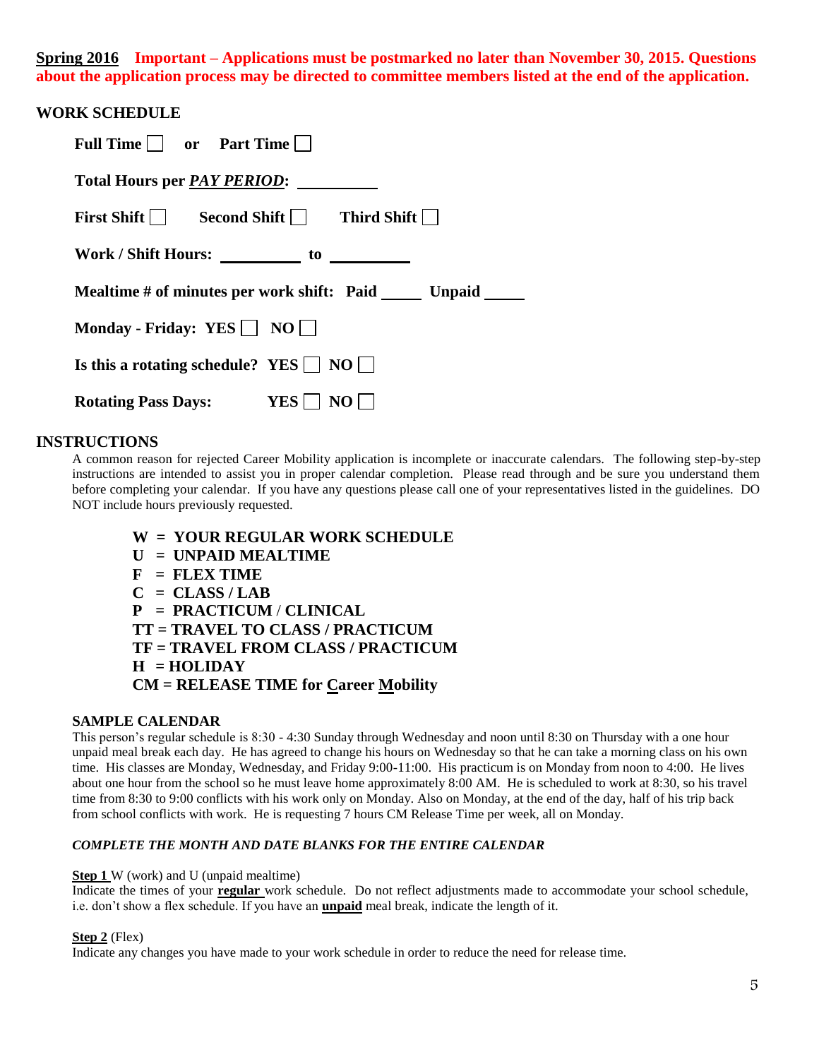**Spring 2016** **Important – Applications must be postmarked no later than November 30, 2015. Questions about the application process may be directed to committee members listed at the end of the application.**

## WORK SCHEDULE

**Full Time** ☐ **or Part Time** ☐

**Total Hours per *PAY PERIOD*:** __________

**First Shift** ☐ **Second Shift** ☐ **Third Shift** ☐

**Work / Shift Hours:** __________ **to** __________

**Mealtime # of minutes per work shift: Paid** _____ **Unpaid** _____

**Monday - Friday: YES** ☐ **NO** ☐

**Is this a rotating schedule? YES** ☐ **NO** ☐

**Rotating Pass Days: YES** ☐ **NO** ☐

## INSTRUCTIONS

A common reason for rejected Career Mobility application is incomplete or inaccurate calendars. The following step-by-step instructions are intended to assist you in proper calendar completion. Please read through and be sure you understand them before completing your calendar. If you have any questions please call one of your representatives listed in the guidelines. DO NOT include hours previously requested.

**W = YOUR REGULAR WORK SCHEDULE**
**U = UNPAID MEALTIME**
**F = FLEX TIME**
**C = CLASS / LAB**
**P = PRACTICUM / CLINICAL**
**TT = TRAVEL TO CLASS / PRACTICUM**
**TF = TRAVEL FROM CLASS / PRACTICUM**
**H = HOLIDAY**
**CM = RELEASE TIME for Career Mobility**

### SAMPLE CALENDAR

This person's regular schedule is 8:30 - 4:30 Sunday through Wednesday and noon until 8:30 on Thursday with a one hour unpaid meal break each day. He has agreed to change his hours on Wednesday so that he can take a morning class on his own time. His classes are Monday, Wednesday, and Friday 9:00-11:00. His practicum is on Monday from noon to 4:00. He lives about one hour from the school so he must leave home approximately 8:00 AM. He is scheduled to work at 8:30, so his travel time from 8:30 to 9:00 conflicts with his work only on Monday. Also on Monday, at the end of the day, half of his trip back from school conflicts with work. He is requesting 7 hours CM Release Time per week, all on Monday.

***COMPLETE THE MONTH AND DATE BLANKS FOR THE ENTIRE CALENDAR***

**Step 1** W (work) and U (unpaid mealtime)
Indicate the times of your **regular** work schedule. Do not reflect adjustments made to accommodate your school schedule, i.e. don't show a flex schedule. If you have an **unpaid** meal break, indicate the length of it.

**Step 2** (Flex)
Indicate any changes you have made to your work schedule in order to reduce the need for release time.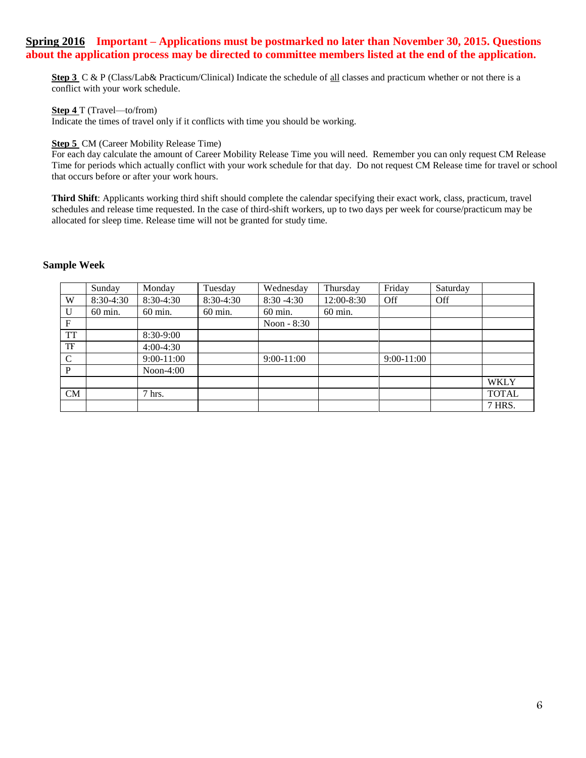**<u>Spring 2016</u>** **Important – Applications must be postmarked no later than November 30, 2015. Questions about the application process may be directed to committee members listed at the end of the application.**

**<u>Step 3</u>** C & P (Class/Lab& Practicum/Clinical) Indicate the schedule of <u>all</u> classes and practicum whether or not there is a conflict with your work schedule.

**<u>Step 4</u>** T (Travel—to/from)
Indicate the times of travel only if it conflicts with time you should be working.

**<u>Step 5</u>** CM (Career Mobility Release Time)
For each day calculate the amount of Career Mobility Release Time you will need. Remember you can only request CM Release Time for periods which actually conflict with your work schedule for that day. Do not request CM Release time for travel or school that occurs before or after your work hours.

**Third Shift**: Applicants working third shift should complete the calendar specifying their exact work, class, practicum, travel schedules and release time requested. In the case of third-shift workers, up to two days per week for course/practicum may be allocated for sleep time. Release time will not be granted for study time.

**Sample Week**

| | Sunday | Monday | Tuesday | Wednesday | Thursday | Friday | Saturday | |
|---|---|---|---|---|---|---|---|---|
| W | 8:30-4:30 | 8:30-4:30 | 8:30-4:30 | 8:30 -4:30 | 12:00-8:30 | Off | Off | |
| U | 60 min. | 60 min. | 60 min. | 60 min. | 60 min. | | | |
| F | | | | Noon - 8:30 | | | | |
| TT | | 8:30-9:00 | | | | | | |
| TF | | 4:00-4:30 | | | | | | |
| C | | 9:00-11:00 | | 9:00-11:00 | | 9:00-11:00 | | |
| P | | Noon-4:00 | | | | | | |
| | | | | | | | | WKLY |
| CM | | 7 hrs. | | | | | | TOTAL |
| | | | | | | | | 7 HRS. |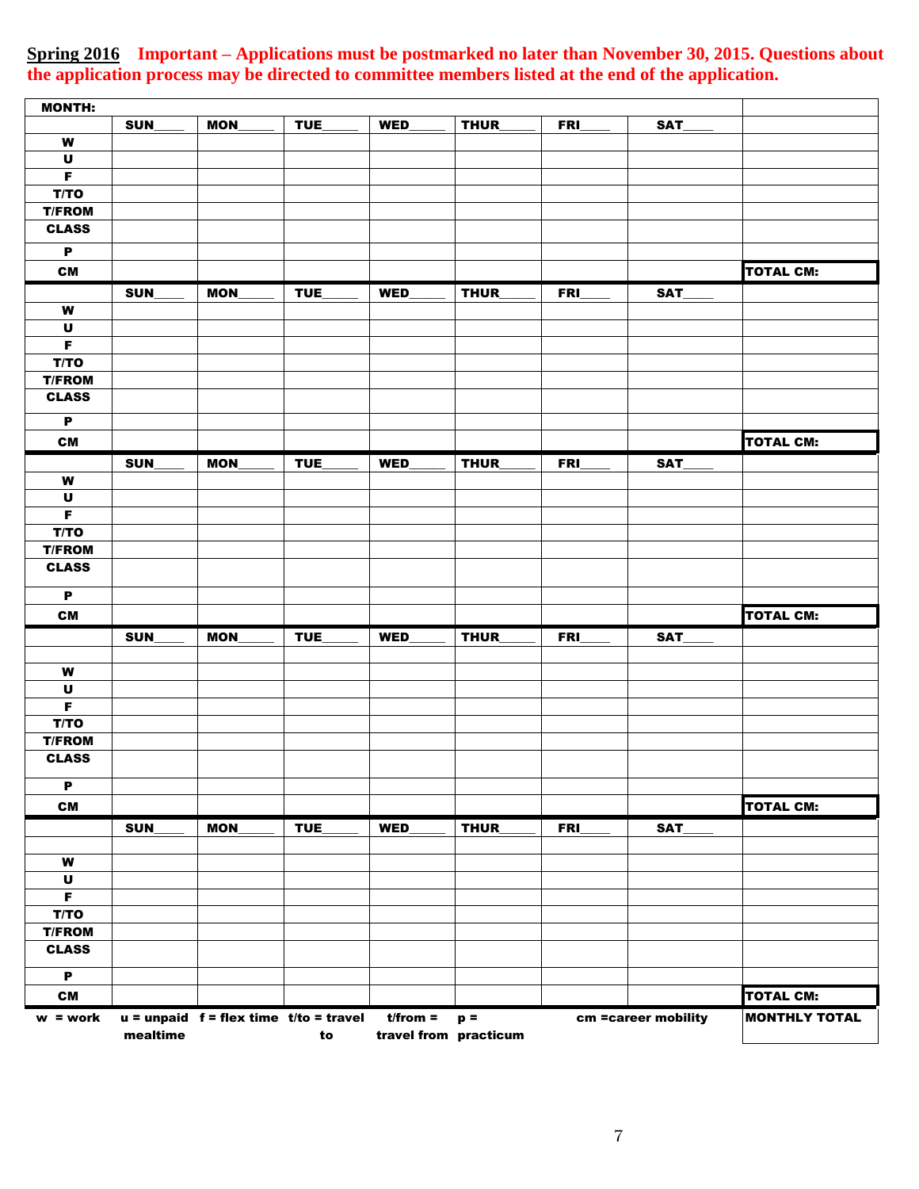**Spring 2016** **Important – Applications must be postmarked no later than November 30, 2015. Questions about the application process may be directed to committee members listed at the end of the application.**

| MONTH: | | | | | | | | |
|---|---|---|---|---|---|---|---|---|
| | SUN____ | MON_____ | TUE_____ | WED_____ | THUR_____ | FRI____ | SAT____ | |
| W | | | | | | | | |
| U | | | | | | | | |
| F | | | | | | | | |
| T/TO | | | | | | | | |
| T/FROM | | | | | | | | |
| CLASS | | | | | | | | |
| P | | | | | | | | |
| CM | | | | | | | | TOTAL CM: |
| | SUN____ | MON_____ | TUE_____ | WED_____ | THUR_____ | FRI____ | SAT____ | |
| W | | | | | | | | |
| U | | | | | | | | |
| F | | | | | | | | |
| T/TO | | | | | | | | |
| T/FROM | | | | | | | | |
| CLASS | | | | | | | | |
| P | | | | | | | | |
| CM | | | | | | | | TOTAL CM: |
| | SUN____ | MON_____ | TUE_____ | WED_____ | THUR_____ | FRI____ | SAT____ | |
| W | | | | | | | | |
| U | | | | | | | | |
| F | | | | | | | | |
| T/TO | | | | | | | | |
| T/FROM | | | | | | | | |
| CLASS | | | | | | | | |
| P | | | | | | | | |
| CM | | | | | | | | TOTAL CM: |
| | SUN____ | MON_____ | TUE_____ | WED_____ | THUR_____ | FRI____ | SAT____ | |
| | | | | | | | | |
| W | | | | | | | | |
| U | | | | | | | | |
| F | | | | | | | | |
| T/TO | | | | | | | | |
| T/FROM | | | | | | | | |
| CLASS | | | | | | | | |
| P | | | | | | | | |
| CM | | | | | | | | TOTAL CM: |
| | SUN____ | MON_____ | TUE_____ | WED_____ | THUR_____ | FRI____ | SAT____ | |
| | | | | | | | | |
| W | | | | | | | | |
| U | | | | | | | | |
| F | | | | | | | | |
| T/TO | | | | | | | | |
| T/FROM | | | | | | | | |
| CLASS | | | | | | | | |
| P | | | | | | | | |
| CM | | | | | | | | TOTAL CM: |
| w = work | u = unpaid mealtime | f = flex time | t/to = travel to | t/from = travel from | p = practicum | | cm =career mobility | MONTHLY TOTAL |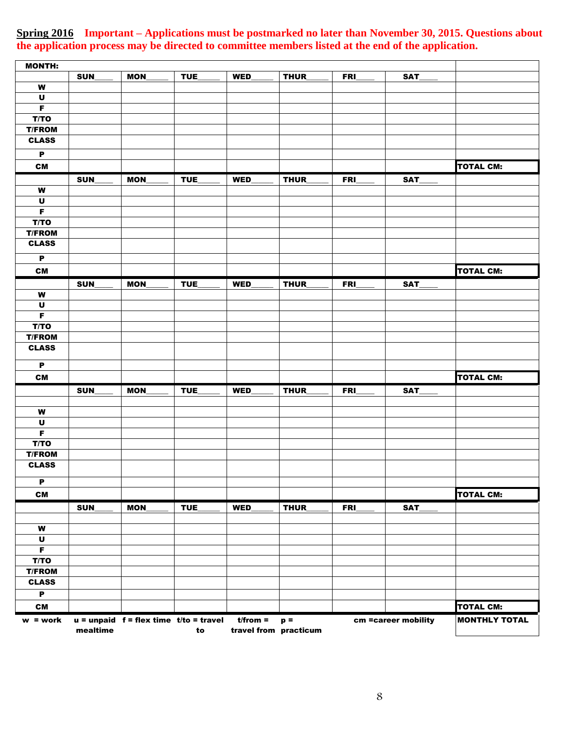**Spring 2016** **Important – Applications must be postmarked no later than November 30, 2015. Questions about the application process may be directed to committee members listed at the end of the application.**

| MONTH: | | | | | | | | |
|---|---|---|---|---|---|---|---|---|
| | SUN____ | MON_____ | TUE_____ | WED_____ | THUR_____ | FRI____ | SAT____ | |
| W | | | | | | | | |
| U | | | | | | | | |
| F | | | | | | | | |
| T/TO | | | | | | | | |
| T/FROM | | | | | | | | |
| CLASS | | | | | | | | |
| P | | | | | | | | |
| CM | | | | | | | | TOTAL CM: |
| | SUN____ | MON_____ | TUE_____ | WED_____ | THUR_____ | FRI____ | SAT____ | |
| W | | | | | | | | |
| U | | | | | | | | |
| F | | | | | | | | |
| T/TO | | | | | | | | |
| T/FROM | | | | | | | | |
| CLASS | | | | | | | | |
| P | | | | | | | | |
| CM | | | | | | | | TOTAL CM: |
| | SUN____ | MON_____ | TUE_____ | WED_____ | THUR_____ | FRI____ | SAT____ | |
| W | | | | | | | | |
| U | | | | | | | | |
| F | | | | | | | | |
| T/TO | | | | | | | | |
| T/FROM | | | | | | | | |
| CLASS | | | | | | | | |
| P | | | | | | | | |
| CM | | | | | | | | TOTAL CM: |
| | SUN____ | MON_____ | TUE_____ | WED_____ | THUR_____ | FRI____ | SAT____ | |
| | | | | | | | | |
| W | | | | | | | | |
| U | | | | | | | | |
| F | | | | | | | | |
| T/TO | | | | | | | | |
| T/FROM | | | | | | | | |
| CLASS | | | | | | | | |
| P | | | | | | | | |
| CM | | | | | | | | TOTAL CM: |
| | SUN____ | MON_____ | TUE_____ | WED_____ | THUR_____ | FRI____ | SAT____ | |
| | | | | | | | | |
| W | | | | | | | | |
| U | | | | | | | | |
| F | | | | | | | | |
| T/TO | | | | | | | | |
| T/FROM | | | | | | | | |
| CLASS | | | | | | | | |
| P | | | | | | | | |
| CM | | | | | | | | TOTAL CM: |
| w = work | u = unpaid mealtime | f = flex time | t/to = travel to | t/from = travel from | p = practicum | cm =career mobility | | MONTHLY TOTAL |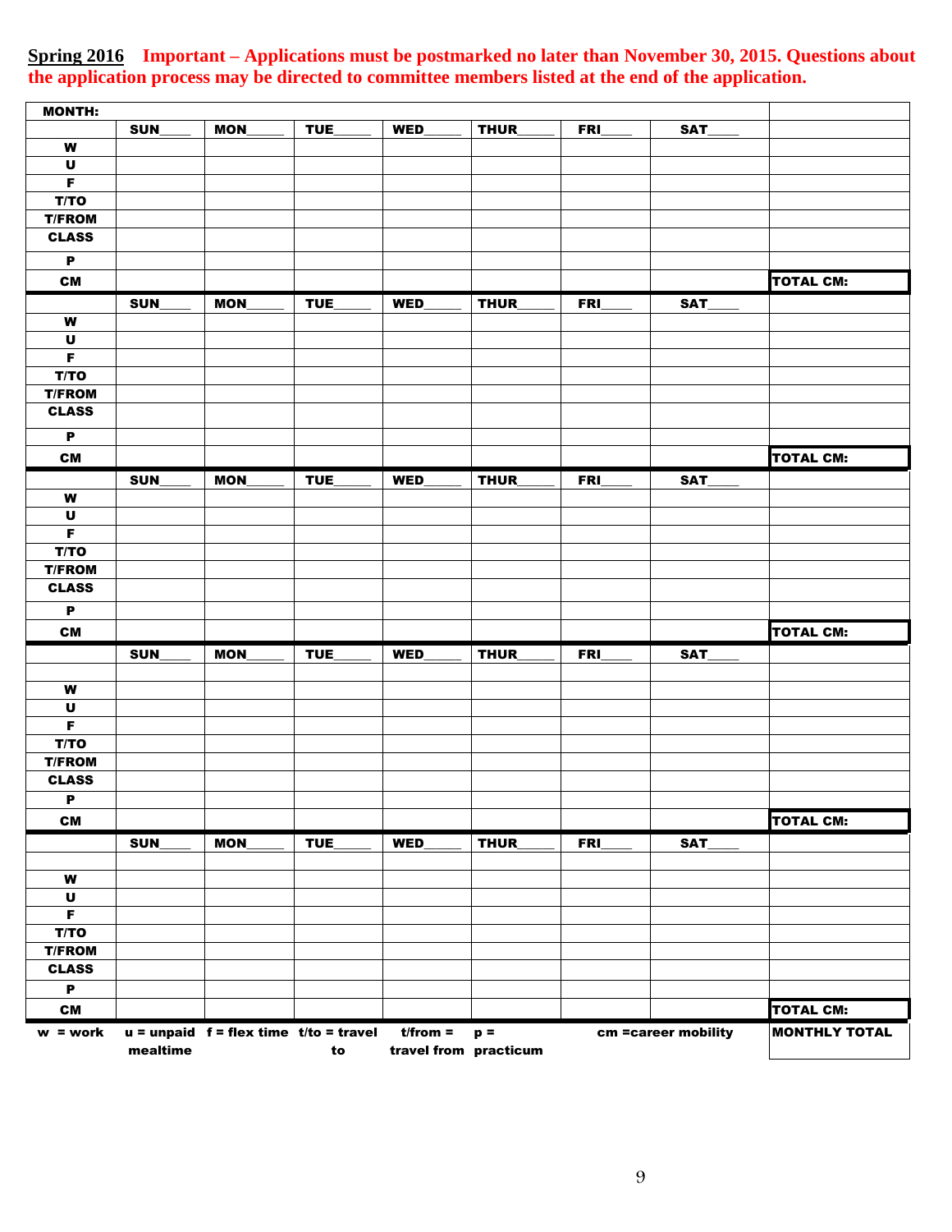**Spring 2016** **Important – Applications must be postmarked no later than November 30, 2015. Questions about the application process may be directed to committee members listed at the end of the application.**

| MONTH: | | | | | | | | |
|---|---|---|---|---|---|---|---|---|
| | SUN____ | MON_____ | TUE_____ | WED_____ | THUR_____ | FRI____ | SAT____ | |
| W | | | | | | | | |
| U | | | | | | | | |
| F | | | | | | | | |
| T/TO | | | | | | | | |
| T/FROM | | | | | | | | |
| CLASS | | | | | | | | |
| P | | | | | | | | |
| CM | | | | | | | | TOTAL CM: |
| | SUN____ | MON_____ | TUE_____ | WED_____ | THUR_____ | FRI____ | SAT____ | |
| W | | | | | | | | |
| U | | | | | | | | |
| F | | | | | | | | |
| T/TO | | | | | | | | |
| T/FROM | | | | | | | | |
| CLASS | | | | | | | | |
| P | | | | | | | | |
| CM | | | | | | | | TOTAL CM: |
| | SUN____ | MON_____ | TUE_____ | WED_____ | THUR_____ | FRI____ | SAT____ | |
| W | | | | | | | | |
| U | | | | | | | | |
| F | | | | | | | | |
| T/TO | | | | | | | | |
| T/FROM | | | | | | | | |
| CLASS | | | | | | | | |
| P | | | | | | | | |
| CM | | | | | | | | TOTAL CM: |
| | SUN____ | MON_____ | TUE_____ | WED_____ | THUR_____ | FRI____ | SAT____ | |
| | | | | | | | | |
| W | | | | | | | | |
| U | | | | | | | | |
| F | | | | | | | | |
| T/TO | | | | | | | | |
| T/FROM | | | | | | | | |
| CLASS | | | | | | | | |
| P | | | | | | | | |
| CM | | | | | | | | TOTAL CM: |
| | SUN____ | MON_____ | TUE_____ | WED_____ | THUR_____ | FRI____ | SAT____ | |
| | | | | | | | | |
| W | | | | | | | | |
| U | | | | | | | | |
| F | | | | | | | | |
| T/TO | | | | | | | | |
| T/FROM | | | | | | | | |
| CLASS | | | | | | | | |
| P | | | | | | | | |
| CM | | | | | | | | TOTAL CM: |
| w = work | u = unpaid mealtime | f = flex time | t/to = travel to | t/from = travel from | p = practicum | cm = career mobility | | MONTHLY TOTAL |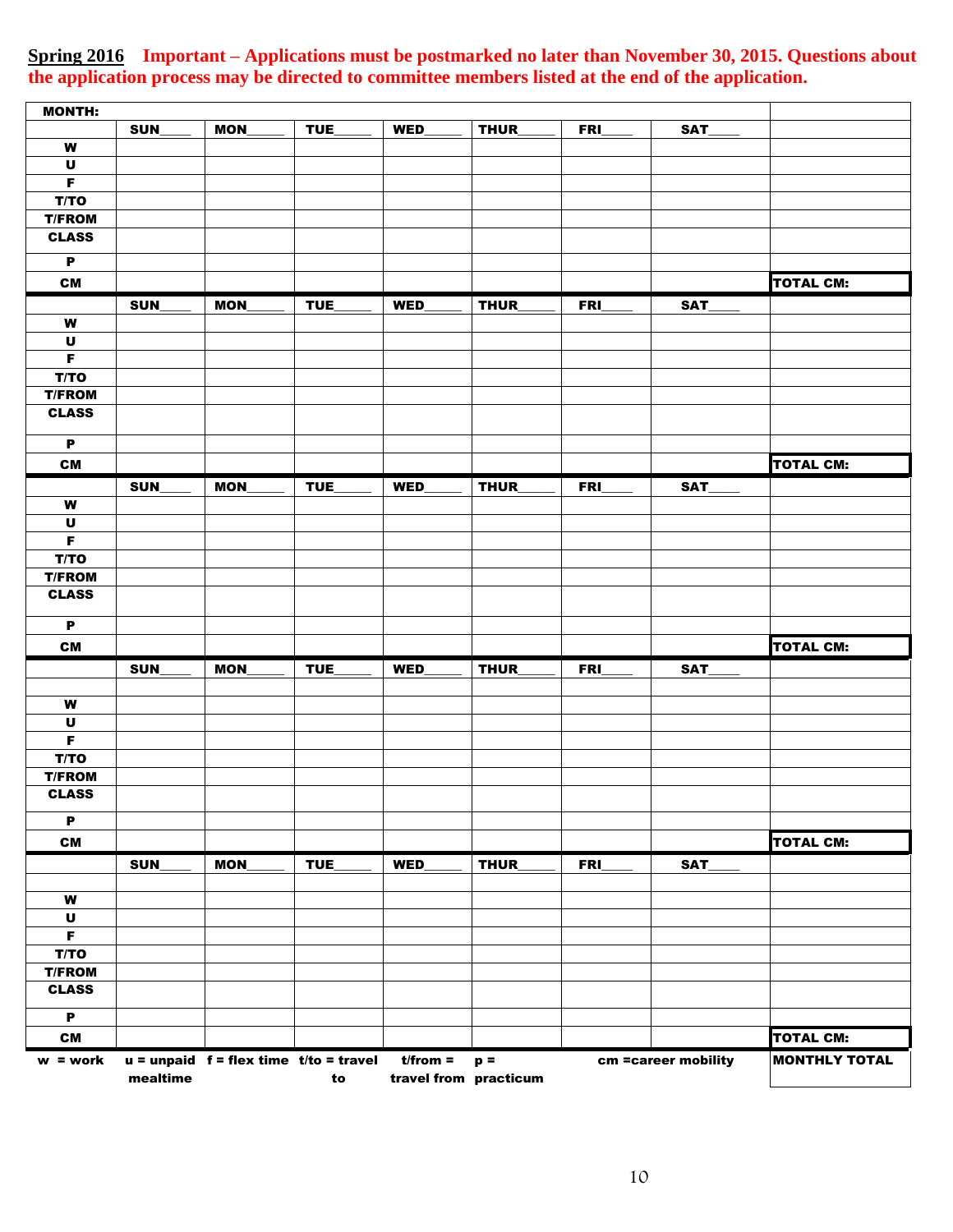**Spring 2016** **Important – Applications must be postmarked no later than November 30, 2015. Questions about the application process may be directed to committee members listed at the end of the application.**

| MONTH: | | | | | | | | |
|---|---|---|---|---|---|---|---|---|
| | SUN____ | MON_____ | TUE_____ | WED_____ | THUR_____ | FRI____ | SAT____ | |
| W | | | | | | | | |
| U | | | | | | | | |
| F | | | | | | | | |
| T/TO | | | | | | | | |
| T/FROM | | | | | | | | |
| CLASS | | | | | | | | |
| P | | | | | | | | |
| CM | | | | | | | | TOTAL CM: |
| | SUN____ | MON_____ | TUE_____ | WED_____ | THUR_____ | FRI____ | SAT____ | |
| W | | | | | | | | |
| U | | | | | | | | |
| F | | | | | | | | |
| T/TO | | | | | | | | |
| T/FROM | | | | | | | | |
| CLASS | | | | | | | | |
| P | | | | | | | | |
| CM | | | | | | | | TOTAL CM: |
| | SUN____ | MON_____ | TUE_____ | WED_____ | THUR_____ | FRI____ | SAT____ | |
| W | | | | | | | | |
| U | | | | | | | | |
| F | | | | | | | | |
| T/TO | | | | | | | | |
| T/FROM | | | | | | | | |
| CLASS | | | | | | | | |
| P | | | | | | | | |
| CM | | | | | | | | TOTAL CM: |
| | SUN____ | MON_____ | TUE_____ | WED_____ | THUR_____ | FRI____ | SAT____ | |
| | | | | | | | | |
| W | | | | | | | | |
| U | | | | | | | | |
| F | | | | | | | | |
| T/TO | | | | | | | | |
| T/FROM | | | | | | | | |
| CLASS | | | | | | | | |
| P | | | | | | | | |
| CM | | | | | | | | TOTAL CM: |
| | SUN____ | MON_____ | TUE_____ | WED_____ | THUR_____ | FRI____ | SAT____ | |
| | | | | | | | | |
| W | | | | | | | | |
| U | | | | | | | | |
| F | | | | | | | | |
| T/TO | | | | | | | | |
| T/FROM | | | | | | | | |
| CLASS | | | | | | | | |
| P | | | | | | | | |
| CM | | | | | | | | TOTAL CM: |
| w = work | u = unpaid mealtime | f = flex time | t/to = travel to | t/from = travel from | p = practicum | | cm =career mobility | MONTHLY TOTAL |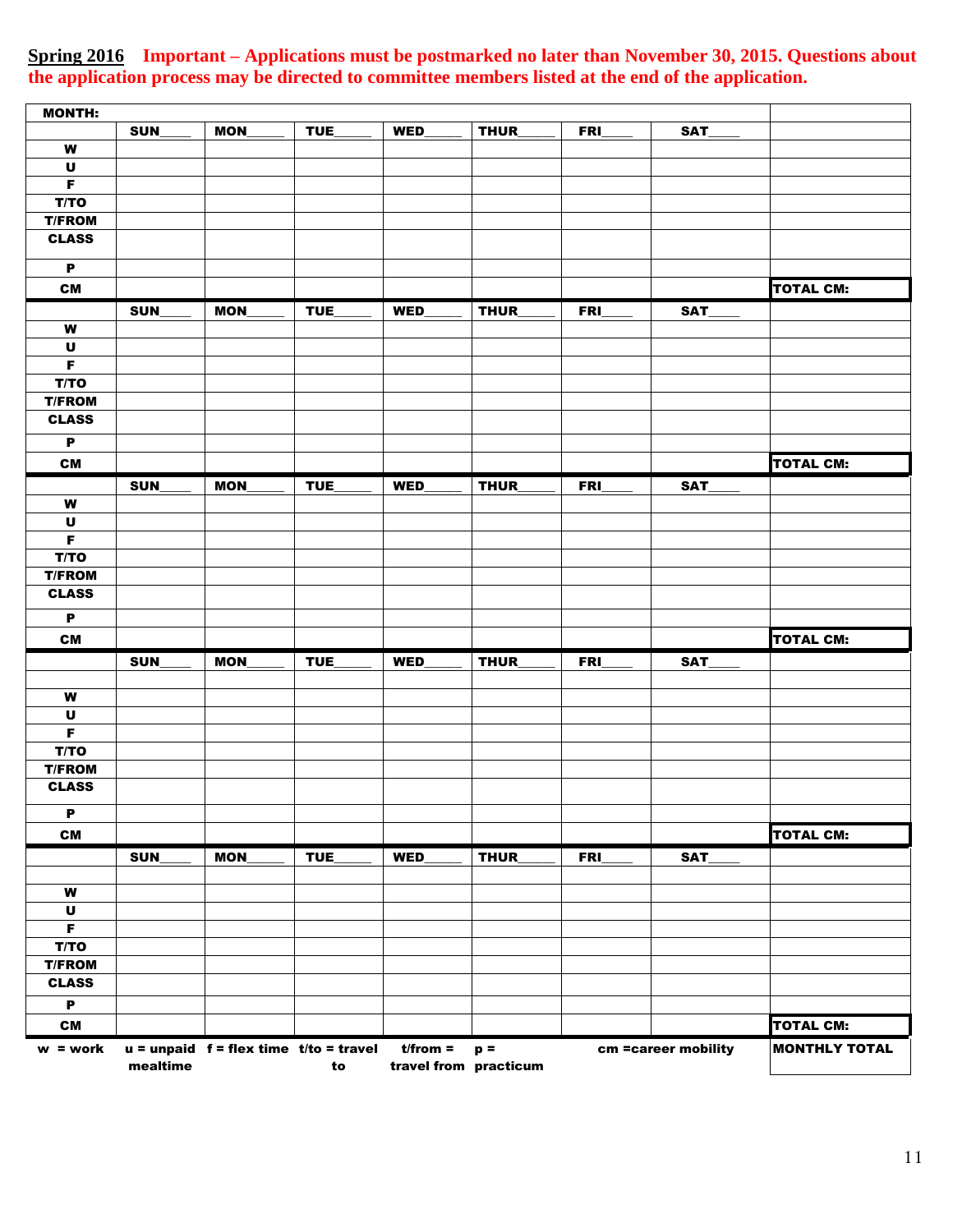**Spring 2016** **Important – Applications must be postmarked no later than November 30, 2015. Questions about the application process may be directed to committee members listed at the end of the application.**

| MONTH: | | | | | | | | |
|---|---|---|---|---|---|---|---|---|
| | SUN____ | MON____ | TUE____ | WED____ | THUR____ | FRI____ | SAT____ | |
| W | | | | | | | | |
| U | | | | | | | | |
| F | | | | | | | | |
| T/TO | | | | | | | | |
| T/FROM | | | | | | | | |
| CLASS | | | | | | | | |
| P | | | | | | | | |
| CM | | | | | | | | TOTAL CM: |
| | SUN____ | MON____ | TUE____ | WED____ | THUR____ | FRI____ | SAT____ | |
| W | | | | | | | | |
| U | | | | | | | | |
| F | | | | | | | | |
| T/TO | | | | | | | | |
| T/FROM | | | | | | | | |
| CLASS | | | | | | | | |
| P | | | | | | | | |
| CM | | | | | | | | TOTAL CM: |
| | SUN____ | MON____ | TUE____ | WED____ | THUR____ | FRI____ | SAT____ | |
| W | | | | | | | | |
| U | | | | | | | | |
| F | | | | | | | | |
| T/TO | | | | | | | | |
| T/FROM | | | | | | | | |
| CLASS | | | | | | | | |
| P | | | | | | | | |
| CM | | | | | | | | TOTAL CM: |
| | SUN____ | MON____ | TUE____ | WED____ | THUR____ | FRI____ | SAT____ | |
| | | | | | | | | |
| W | | | | | | | | |
| U | | | | | | | | |
| F | | | | | | | | |
| T/TO | | | | | | | | |
| T/FROM | | | | | | | | |
| CLASS | | | | | | | | |
| P | | | | | | | | |
| CM | | | | | | | | TOTAL CM: |
| | SUN____ | MON____ | TUE____ | WED____ | THUR____ | FRI____ | SAT____ | |
| | | | | | | | | |
| W | | | | | | | | |
| U | | | | | | | | |
| F | | | | | | | | |
| T/TO | | | | | | | | |
| T/FROM | | | | | | | | |
| CLASS | | | | | | | | |
| P | | | | | | | | |
| CM | | | | | | | | TOTAL CM: |
| w = work | u = unpaid mealtime | f = flex time | t/to = travel to | t/from = travel from | p = practicum | | cm =career mobility | MONTHLY TOTAL |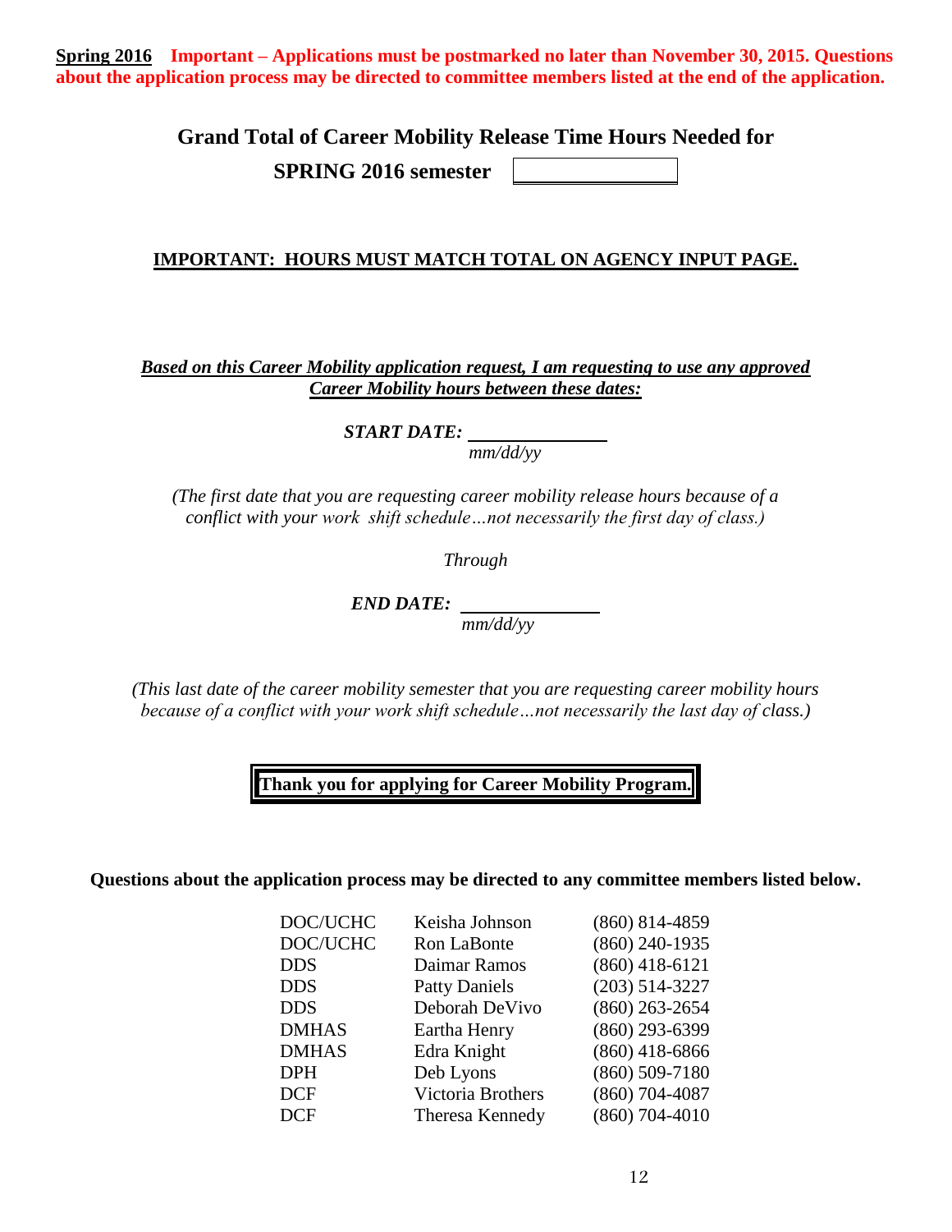**Spring 2016** **Important – Applications must be postmarked no later than November 30, 2015. Questions about the application process may be directed to committee members listed at the end of the application.**

**Grand Total of Career Mobility Release Time Hours Needed for SPRING 2016 semester** ______________

**IMPORTANT: HOURS MUST MATCH TOTAL ON AGENCY INPUT PAGE.**

***Based on this Career Mobility application request, I am requesting to use any approved Career Mobility hours between these dates:***

***START DATE:*** ______________
*mm/dd/yy*

*(The first date that you are requesting career mobility release hours because of a conflict with your work shift schedule…not necessarily the first day of class.)*

*Through*

***END DATE:*** ______________
*mm/dd/yy*

*(This last date of the career mobility semester that you are requesting career mobility hours because of a conflict with your work shift schedule…not necessarily the last day of class.)*

**Thank you for applying for Career Mobility Program.**

**Questions about the application process may be directed to any committee members listed below.**

| | | |
|---|---|---|
| DOC/UCHC | Keisha Johnson | (860) 814-4859 |
| DOC/UCHC | Ron LaBonte | (860) 240-1935 |
| DDS | Daimar Ramos | (860) 418-6121 |
| DDS | Patty Daniels | (203) 514-3227 |
| DDS | Deborah DeVivo | (860) 263-2654 |
| DMHAS | Eartha Henry | (860) 293-6399 |
| DMHAS | Edra Knight | (860) 418-6866 |
| DPH | Deb Lyons | (860) 509-7180 |
| DCF | Victoria Brothers | (860) 704-4087 |
| DCF | Theresa Kennedy | (860) 704-4010 |